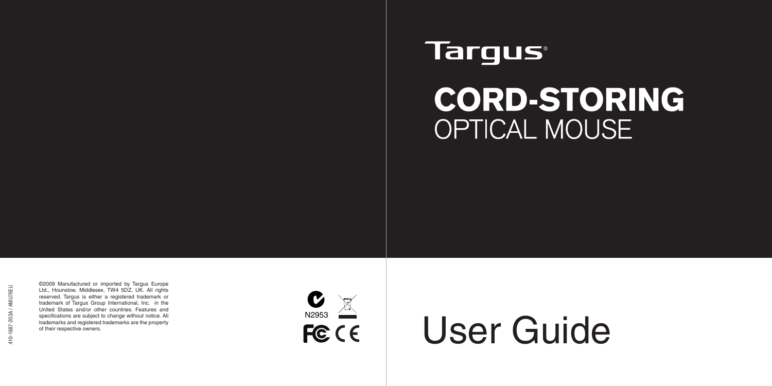# Targus

# CORD-STORING
## OPTICAL MOUSE

# User Guide

410-1687-203A / AMU76EU

©2009 Manufactured or imported by Targus Europe Ltd., Hounslow, Middlesex, TW4 5DZ, UK. All rights reserved. Targus is either a registered trademark or trademark of Targus Group International, Inc. in the United States and/or other countries. Features and specifications are subject to change without notice. All trademarks and registered trademarks are the property of their respective owners.

N2953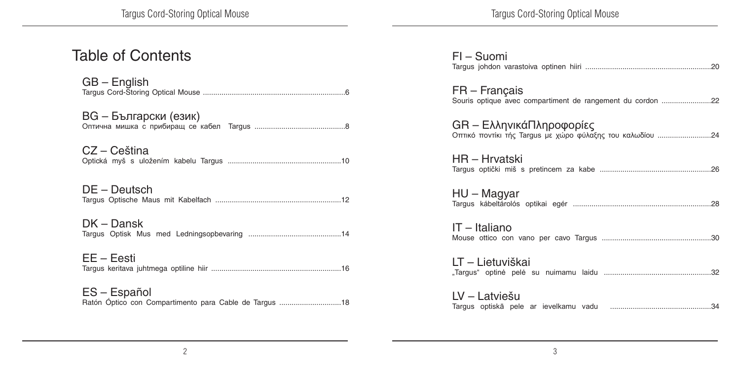# Table of Contents

GB – English
Targus Cord-Storing Optical Mouse ....................................................................6

BG – Български (език)
Оптична мишка с прибиращ се кабел Targus ...........................................8

CZ – Ceština
Optická myš s uložením kabelu Targus ......................................................10

DE – Deutsch
Targus Optische Maus mit Kabelfach ............................................................12

DK – Dansk
Targus Optisk Mus med Ledningsopbevaring ............................................14

EE – Eesti
Targus keritava juhtmega optiline hiir ..............................................................16

ES – Español
Ratón Óptico con Compartimento para Cable de Targus .............................18

FI – Suomi
Targus johdon varastoiva optinen hiiri ............................................................20

FR – Français
Souris optique avec compartiment de rangement du cordon .......................22

GR – ΕλληνικάΠληροφορίες
Οπτικό ποντίκι τής Targus με χώρο φύλαξης του καλωδίου ..........................24

HR – Hrvatski
Targus optički miš s pretincem za kabe .....................................................26

HU – Magyar
Targus kábeltárolós optikai egér ..................................................................28

IT – Italiano
Mouse ottico con vano per cavo Targus ....................................................30

LT – Lietuviškai
„Targus" optinė pelė su nuimamu laidu ...................................................32

LV – Latviešu
Targus optiskā pele ar ievelkamu vadu ................................................34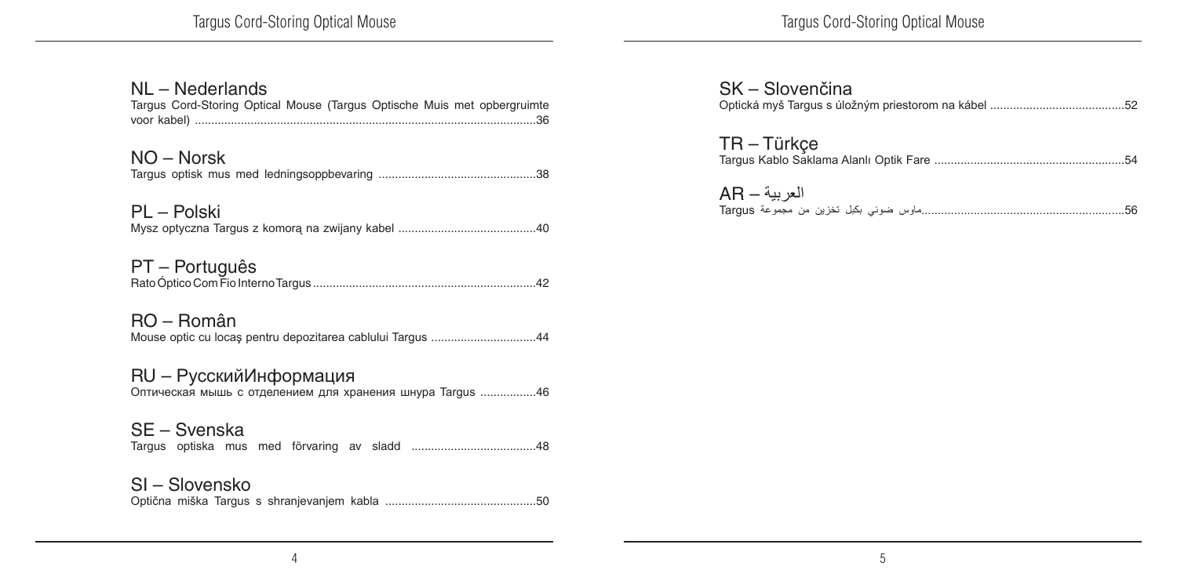## NL – Nederlands

Targus Cord-Storing Optical Mouse (Targus Optische Muis met opbergruimte voor kabel) ........................................................................................................36

## NO – Norsk

Targus optisk mus med ledningsoppbevaring ................................................38

## PL – Polski

Mysz optyczna Targus z komorą na zwijany kabel ..........................................40

## PT – Português

Rato Óptico Com Fio Interno Targus ....................................................................42

## RO – Român

Mouse optic cu locaş pentru depozitarea cablului Targus ................................44

## RU – РусскийИнформация

Оптическая мышь с отделением для хранения шнура Targus .................46

## SE – Svenska

Targus optiska mus med förvaring av sladd ......................................48

## SI – Slovensko

Optična miška Targus s shranjevanjem kabla ..............................................50

## SK – Slovenčina

Optická myš Targus s úložným priestorom na kábel .........................................52

## TR – Türkçe

Targus Kablo Saklama Alanlı Optik Fare ..........................................................54

## AR – العربية

ماوس ضوئي بكبل تخزين من مجموعة Targus..............................................................56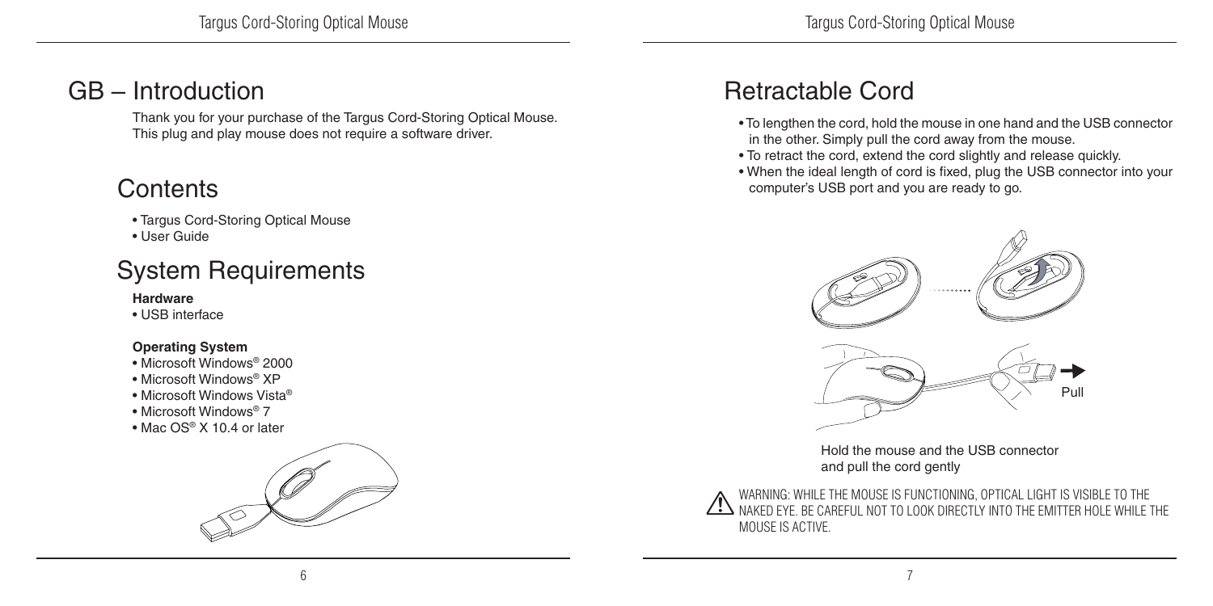# GB – Introduction

Thank you for your purchase of the Targus Cord-Storing Optical Mouse. This plug and play mouse does not require a software driver.

## Contents

- Targus Cord-Storing Optical Mouse
- User Guide

## System Requirements

**Hardware**

- USB interface

**Operating System**

- Microsoft Windows® 2000
- Microsoft Windows® XP
- Microsoft Windows Vista®
- Microsoft Windows® 7
- Mac OS® X 10.4 or later

## Retractable Cord

- To lengthen the cord, hold the mouse in one hand and the USB connector in the other. Simply pull the cord away from the mouse.
- To retract the cord, extend the cord slightly and release quickly.
- When the ideal length of cord is fixed, plug the USB connector into your computer's USB port and you are ready to go.

Pull

Hold the mouse and the USB connector and pull the cord gently

WARNING: WHILE THE MOUSE IS FUNCTIONING, OPTICAL LIGHT IS VISIBLE TO THE NAKED EYE. BE CAREFUL NOT TO LOOK DIRECTLY INTO THE EMITTER HOLE WHILE THE MOUSE IS ACTIVE.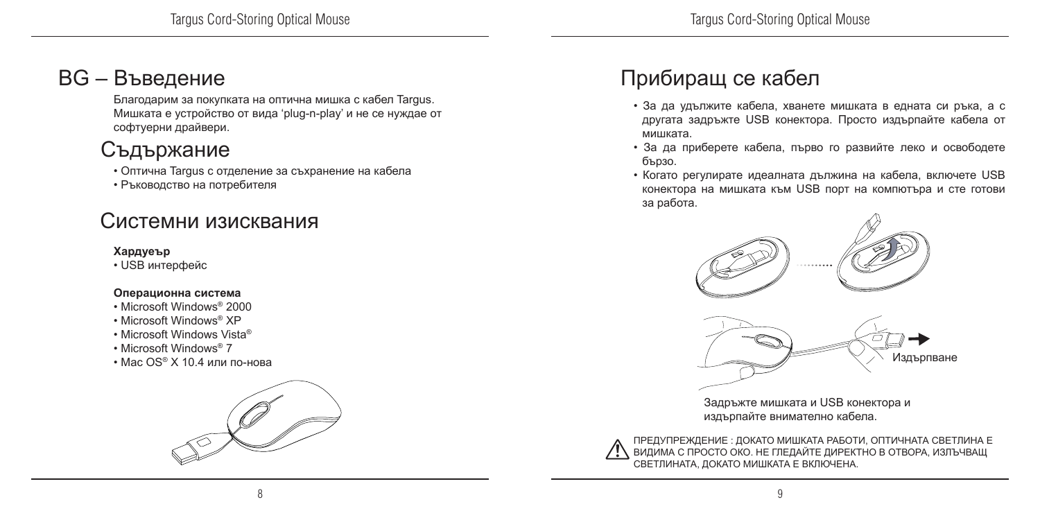# BG – Въведение

Благодарим за покупката на оптична мишка с кабел Targus. Мишката е устройство от вида 'plug-n-play' и не се нуждае от софтуерни драйвери.

## Съдържание

- Оптична Targus с отделение за съхранение на кабела
- Ръководство на потребителя

## Системни изисквания

**Хардуеър**

- USB интерфейс

**Операционна система**

- Microsoft Windows® 2000
- Microsoft Windows® XP
- Microsoft Windows Vista®
- Microsoft Windows® 7
- Mac OS® X 10.4 или по-нова

# Прибиращ се кабел

- За да удължите кабела, хванете мишката в едната си ръка, а с другата задръжте USB конектора. Просто издърпайте кабела от мишката.
- За да приберете кабела, първо го развийте леко и освободете бързо.
- Когато регулирате идеалната дължина на кабела, включете USB конектора на мишката към USB порт на компютъра и сте готови за работа.

Издърпване

Задръжте мишката и USB конектора и издърпайте внимателно кабела.

ПРЕДУПРЕЖДЕНИЕ : ДОКАТО МИШКАТА РАБОТИ, ОПТИЧНАТА СВЕТЛИНА Е ВИДИМА С ПРОСТО ОКО. НЕ ГЛЕДАЙТЕ ДИРЕКТНО В ОТВОРА, ИЗЛЪЧВАЩ СВЕТЛИНАТА, ДОКАТО МИШКАТА Е ВКЛЮЧЕНА.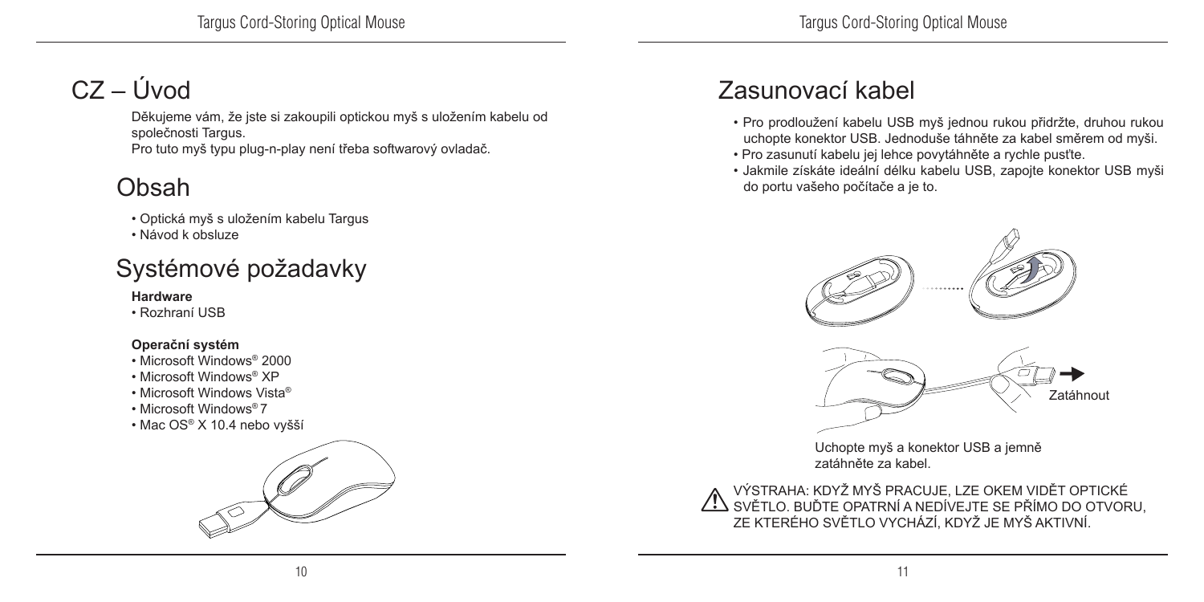# CZ – Úvod

Děkujeme vám, že jste si zakoupili optickou myš s uložením kabelu od společnosti Targus.

Pro tuto myš typu plug-n-play není třeba softwarový ovladač.

## Obsah

- Optická myš s uložením kabelu Targus
- Návod k obsluze

## Systémové požadavky

**Hardware**

- Rozhraní USB

**Operační systém**

- Microsoft Windows® 2000
- Microsoft Windows® XP
- Microsoft Windows Vista®
- Microsoft Windows® 7
- Mac OS® X 10.4 nebo vyšší

## Zasunovací kabel

- Pro prodloužení kabelu USB myš jednou rukou přidržte, druhou rukou uchopte konektor USB. Jednoduše táhněte za kabel směrem od myši.
- Pro zasunutí kabelu jej lehce povytáhněte a rychle pusťte.
- Jakmile získáte ideální délku kabelu USB, zapojte konektor USB myši do portu vašeho počítače a je to.

Zatáhnout

Uchopte myš a konektor USB a jemně zatáhněte za kabel.

⚠ VÝSTRAHA: KDYŽ MYŠ PRACUJE, LZE OKEM VIDĚT OPTICKÉ SVĚTLO. BUĎTE OPATRNÍ A NEDÍVEJTE SE PŘÍMO DO OTVORU, ZE KTERÉHO SVĚTLO VYCHÁZÍ, KDYŽ JE MYŠ AKTIVNÍ.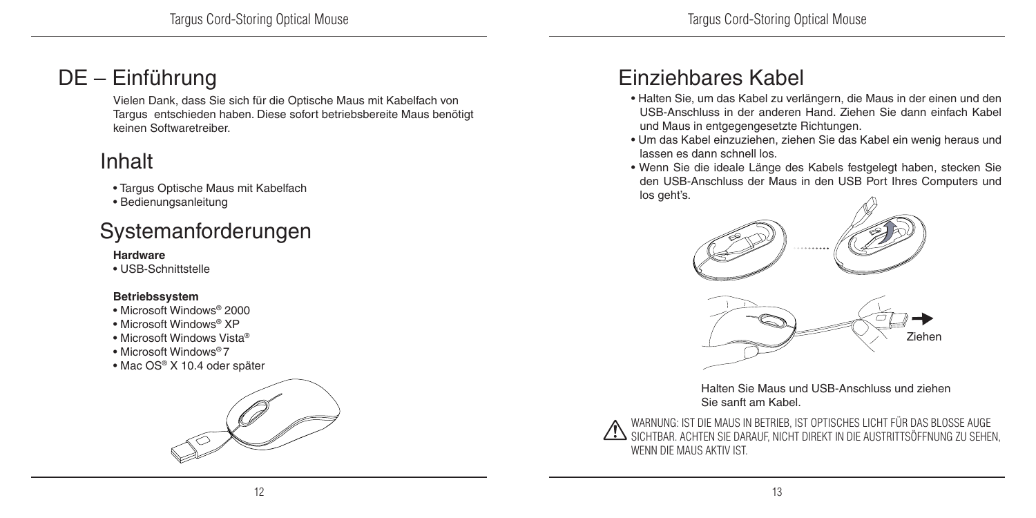# DE – Einführung

Vielen Dank, dass Sie sich für die Optische Maus mit Kabelfach von Targus entschieden haben. Diese sofort betriebsbereite Maus benötigt keinen Softwaretreiber.

## Inhalt

- Targus Optische Maus mit Kabelfach
- Bedienungsanleitung

## Systemanforderungen

**Hardware**

- USB-Schnittstelle

**Betriebssystem**

- Microsoft Windows® 2000
- Microsoft Windows® XP
- Microsoft Windows Vista®
- Microsoft Windows® 7
- Mac OS® X 10.4 oder später

## Einziehbares Kabel

- Halten Sie, um das Kabel zu verlängern, die Maus in der einen und den USB-Anschluss in der anderen Hand. Ziehen Sie dann einfach Kabel und Maus in entgegengesetzte Richtungen.
- Um das Kabel einzuziehen, ziehen Sie das Kabel ein wenig heraus und lassen es dann schnell los.
- Wenn Sie die ideale Länge des Kabels festgelegt haben, stecken Sie den USB-Anschluss der Maus in den USB Port Ihres Computers und los geht's.

Ziehen

Halten Sie Maus und USB-Anschluss und ziehen Sie sanft am Kabel.

WARNUNG: IST DIE MAUS IN BETRIEB, IST OPTISCHES LICHT FÜR DAS BLOSSE AUGE SICHTBAR. ACHTEN SIE DARAUF, NICHT DIREKT IN DIE AUSTRITTSÖFFNUNG ZU SEHEN, WENN DIE MAUS AKTIV IST.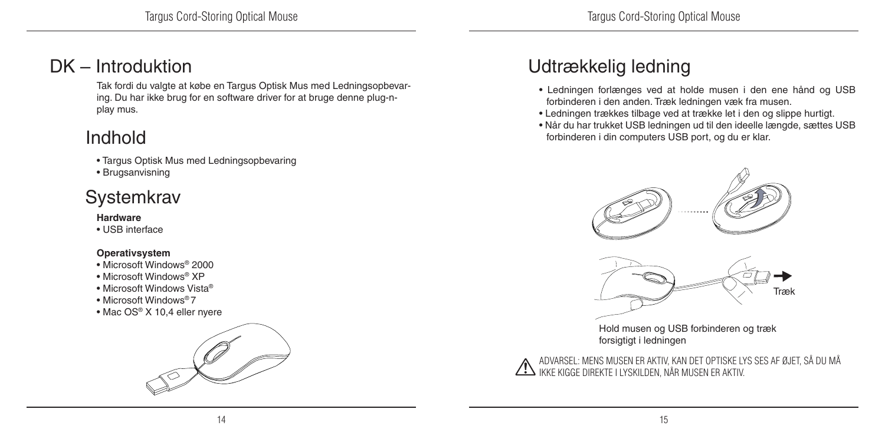# DK – Introduktion

Tak fordi du valgte at købe en Targus Optisk Mus med Ledningsopbevaring. Du har ikke brug for en software driver for at bruge denne plug-n-play mus.

## Indhold

- Targus Optisk Mus med Ledningsopbevaring
- Brugsanvisning

## Systemkrav

**Hardware**

- USB interface

**Operativsystem**

- Microsoft Windows® 2000
- Microsoft Windows® XP
- Microsoft Windows Vista®
- Microsoft Windows® 7
- Mac OS® X 10,4 eller nyere

## Udtrækkelig ledning

- Ledningen forlænges ved at holde musen i den ene hånd og USB forbinderen i den anden. Træk ledningen væk fra musen.
- Ledningen trækkes tilbage ved at trække let i den og slippe hurtigt.
- Når du har trukket USB ledningen ud til den ideelle længde, sættes USB forbinderen i din computers USB port, og du er klar.

Træk

Hold musen og USB forbinderen og træk forsigtigt i ledningen

ADVARSEL: MENS MUSEN ER AKTIV, KAN DET OPTISKE LYS SES AF ØJET, SÅ DU MÅ IKKE KIGGE DIREKTE I LYSKILDEN, NÅR MUSEN ER AKTIV.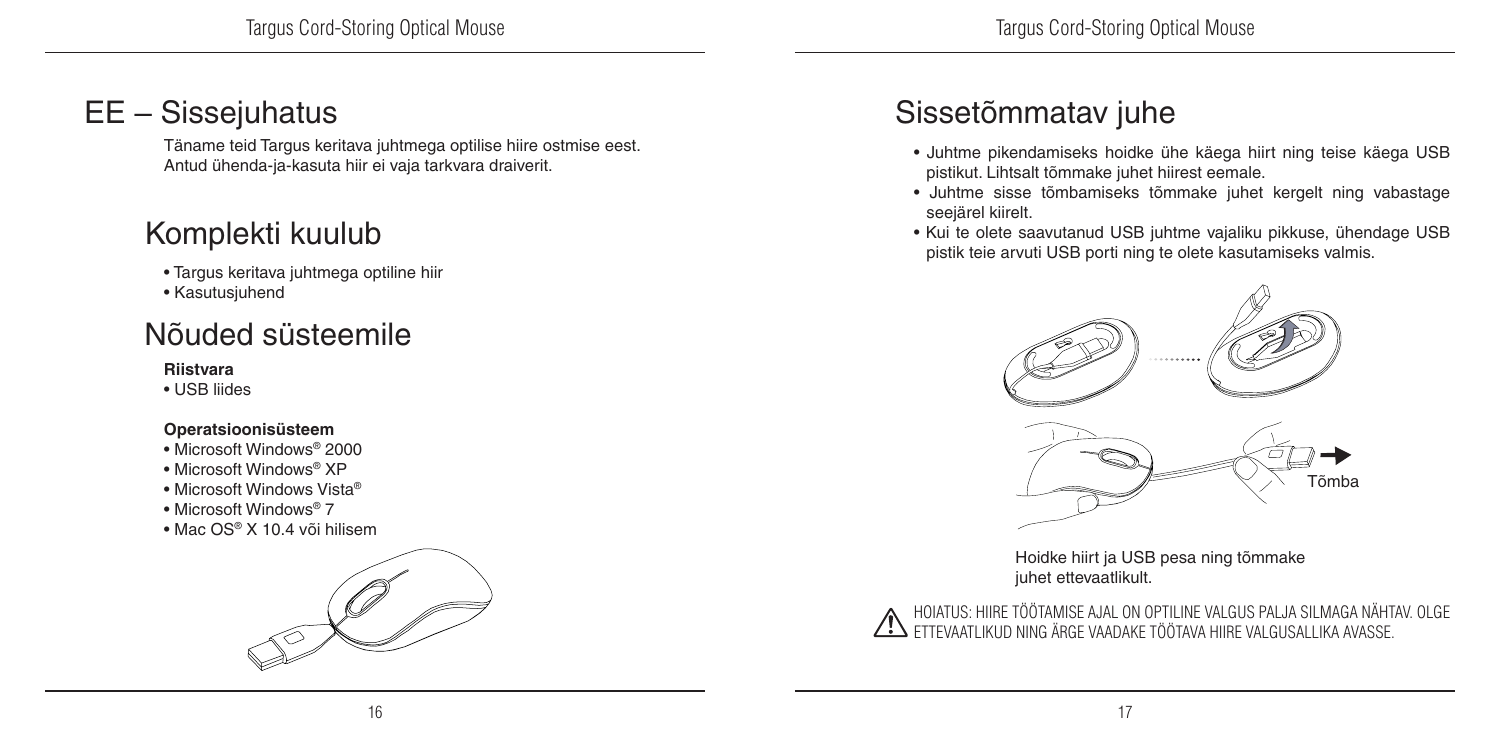# EE – Sissejuhatus

Täname teid Targus keritava juhtmega optilise hiire ostmise eest. Antud ühenda-ja-kasuta hiir ei vaja tarkvara draiverit.

## Komplekti kuulub

- Targus keritava juhtmega optiline hiir
- Kasutusjuhend

## Nõuded süsteemile

**Riistvara**
- USB liides

**Operatsioonisüsteem**
- Microsoft Windows® 2000
- Microsoft Windows® XP
- Microsoft Windows Vista®
- Microsoft Windows® 7
- Mac OS® X 10.4 või hilisem

## Sissetõmmatav juhe

- Juhtme pikendamiseks hoidke ühe käega hiirt ning teise käega USB pistikut. Lihtsalt tõmmake juhet hiirest eemale.
- Juhtme sisse tõmbamiseks tõmmake juhet kergelt ning vabastage seejärel kiirelt.
- Kui te olete saavutanud USB juhtme vajaliku pikkuse, ühendage USB pistik teie arvuti USB porti ning te olete kasutamiseks valmis.

Tõmba

Hoidke hiirt ja USB pesa ning tõmmake juhet ettevaatlikult.

HOIATUS: HIIRE TÖÖTAMISE AJAL ON OPTILINE VALGUS PALJA SILMAGA NÄHTAV. OLGE ETTEVAATLIKUD NING ÄRGE VAADAKE TÖÖTAVA HIIRE VALGUSALLIKA AVASSE.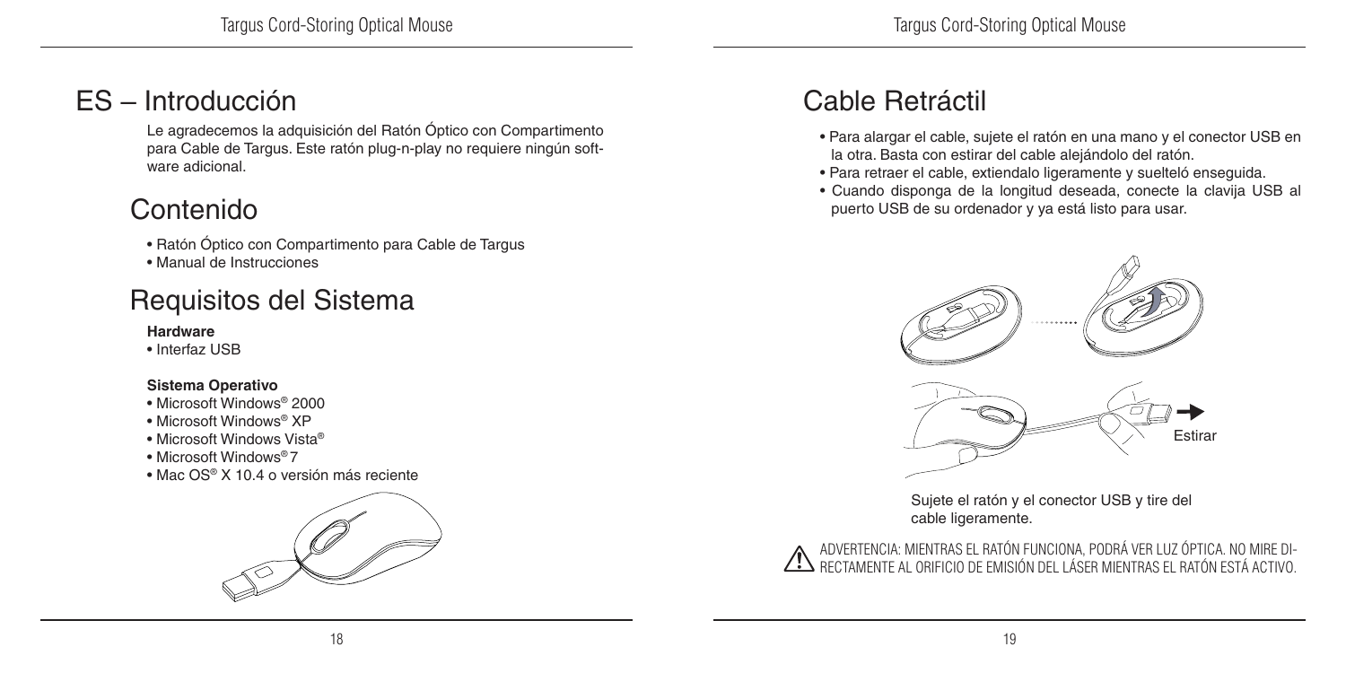# ES – Introducción

Le agradecemos la adquisición del Ratón Óptico con Compartimento para Cable de Targus. Este ratón plug-n-play no requiere ningún software adicional.

## Contenido

- Ratón Óptico con Compartimento para Cable de Targus
- Manual de Instrucciones

## Requisitos del Sistema

**Hardware**

- Interfaz USB

**Sistema Operativo**

- Microsoft Windows® 2000
- Microsoft Windows® XP
- Microsoft Windows Vista®
- Microsoft Windows® 7
- Mac OS® X 10.4 o versión más reciente

## Cable Retráctil

- Para alargar el cable, sujete el ratón en una mano y el conector USB en la otra. Basta con estirar del cable alejándolo del ratón.
- Para retraer el cable, extiendalo ligeramente y suelteló enseguida.
- Cuando disponga de la longitud deseada, conecte la clavija USB al puerto USB de su ordenador y ya está listo para usar.

Estirar

Sujete el ratón y el conector USB y tire del cable ligeramente.

ADVERTENCIA: MIENTRAS EL RATÓN FUNCIONA, PODRÁ VER LUZ ÓPTICA. NO MIRE DIRECTAMENTE AL ORIFICIO DE EMISIÓN DEL LÁSER MIENTRAS EL RATÓN ESTÁ ACTIVO.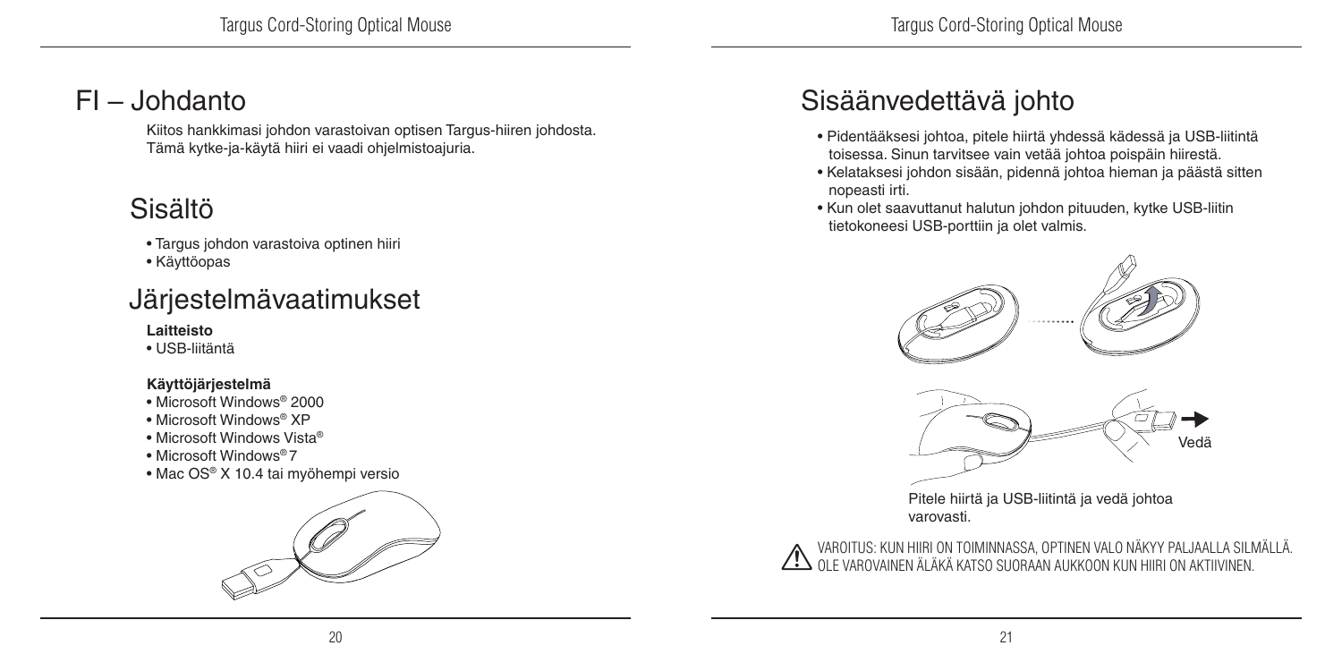# FI – Johdanto

Kiitos hankkimasi johdon varastoivan optisen Targus-hiiren johdosta. Tämä kytke-ja-käytä hiiri ei vaadi ohjelmistoajuria.

## Sisältö

- Targus johdon varastoiva optinen hiiri
- Käyttöopas

## Järjestelmävaatimukset

**Laitteisto**

- USB-liitäntä

**Käyttöjärjestelmä**

- Microsoft Windows® 2000
- Microsoft Windows® XP
- Microsoft Windows Vista®
- Microsoft Windows® 7
- Mac OS® X 10.4 tai myöhempi versio

# Sisäänvedettävä johto

- Pidentääksesi johtoa, pitele hiirtä yhdessä kädessä ja USB-liitintä toisessa. Sinun tarvitsee vain vetää johtoa poispäin hiirestä.
- Kelataksesi johdon sisään, pidennä johtoa hieman ja päästä sitten nopeasti irti.
- Kun olet saavuttanut halutun johdon pituuden, kytke USB-liitin tietokoneesi USB-porttiin ja olet valmis.

Vedä

Pitele hiirtä ja USB-liitintä ja vedä johtoa varovasti.

VAROITUS: KUN HIIRI ON TOIMINNASSA, OPTINEN VALO NÄKYY PALJAALLA SILMÄLLÄ. OLE VAROVAINEN ÄLÄKÄ KATSO SUORAAN AUKKOON KUN HIIRI ON AKTIIVINEN.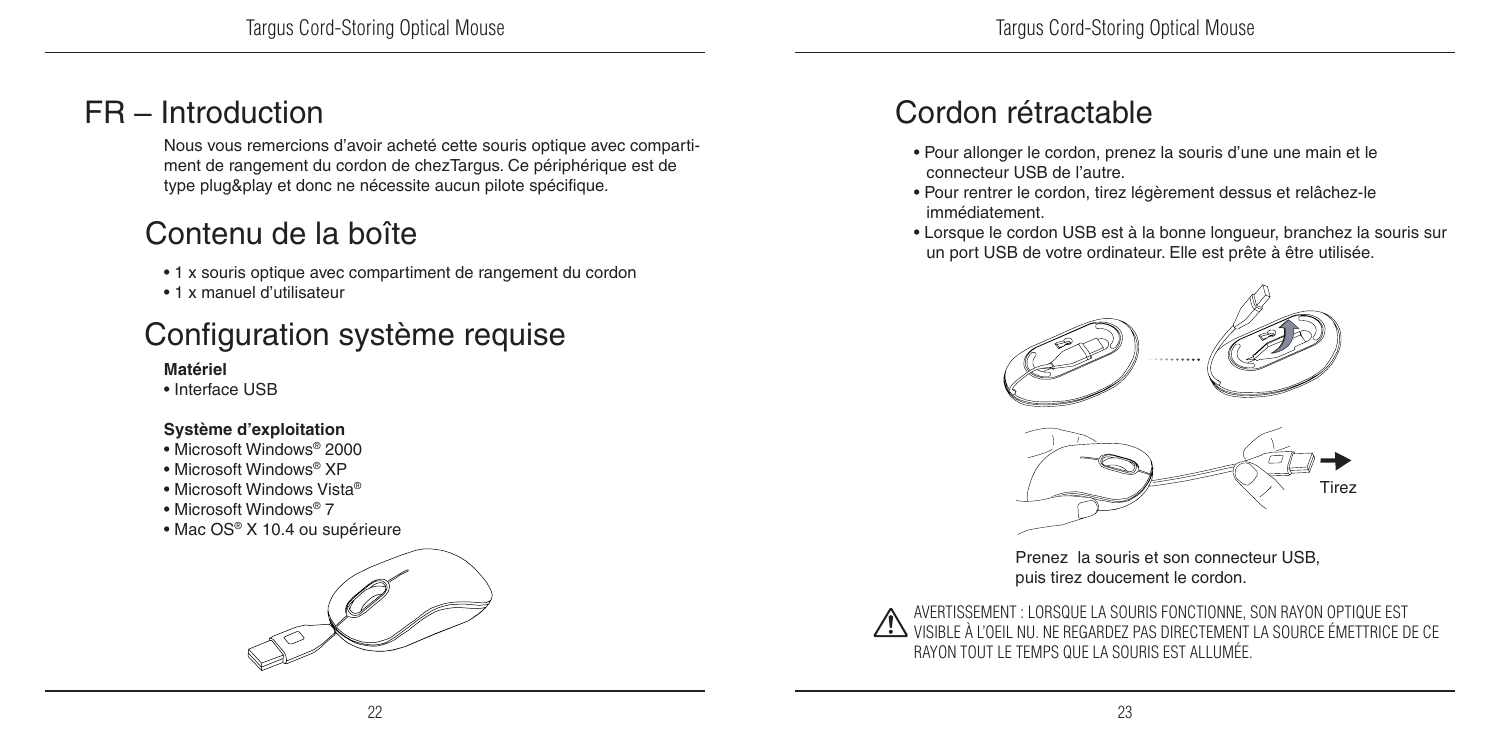# FR – Introduction

Nous vous remercions d'avoir acheté cette souris optique avec compartiment de rangement du cordon de chezTargus. Ce périphérique est de type plug&play et donc ne nécessite aucun pilote spécifique.

## Contenu de la boîte

- 1 x souris optique avec compartiment de rangement du cordon
- 1 x manuel d'utilisateur

## Configuration système requise

**Matériel**

- Interface USB

**Système d'exploitation**

- Microsoft Windows® 2000
- Microsoft Windows® XP
- Microsoft Windows Vista®
- Microsoft Windows® 7
- Mac OS® X 10.4 ou supérieure

## Cordon rétractable

- Pour allonger le cordon, prenez la souris d'une une main et le connecteur USB de l'autre.
- Pour rentrer le cordon, tirez légèrement dessus et relâchez-le immédiatement.
- Lorsque le cordon USB est à la bonne longueur, branchez la souris sur un port USB de votre ordinateur. Elle est prête à être utilisée.

Tirez

Prenez la souris et son connecteur USB, puis tirez doucement le cordon.

AVERTISSEMENT : LORSQUE LA SOURIS FONCTIONNE, SON RAYON OPTIQUE EST VISIBLE À L'OEIL NU. NE REGARDEZ PAS DIRECTEMENT LA SOURCE ÉMETTRICE DE CE RAYON TOUT LE TEMPS QUE LA SOURIS EST ALLUMÉE.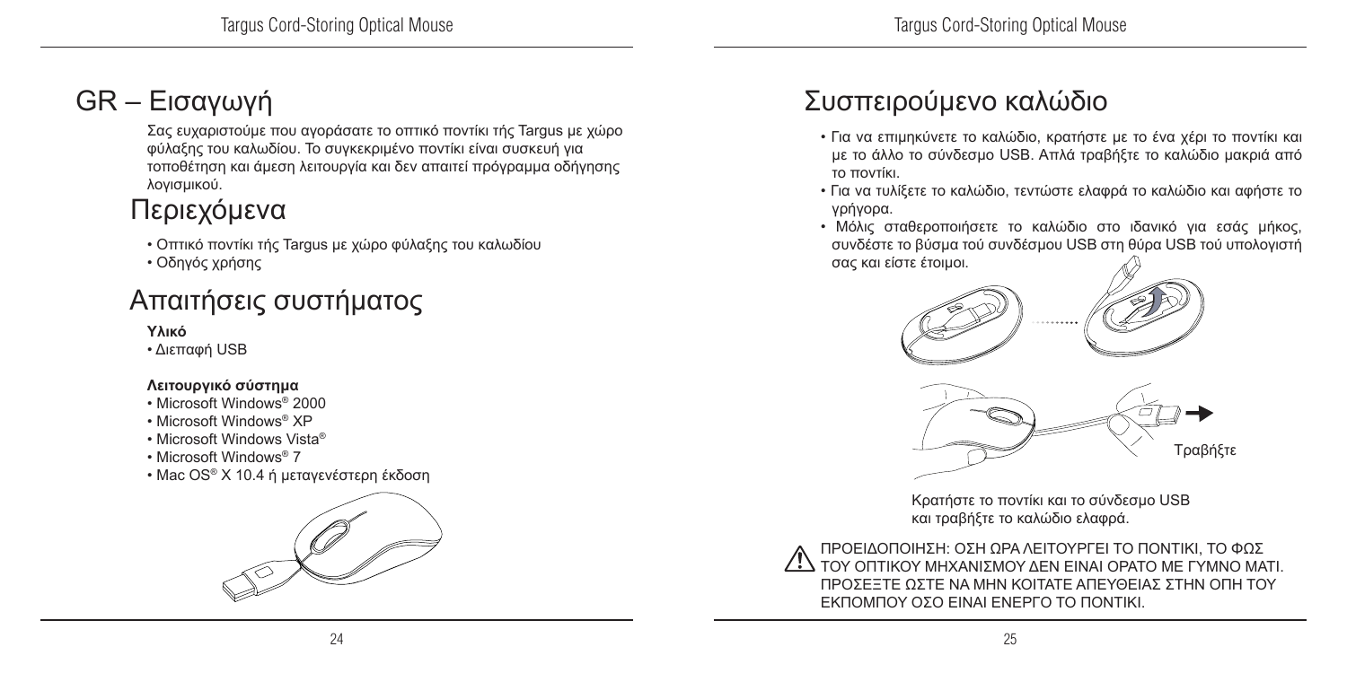# GR – Εισαγωγή

Σας ευχαριστούμε που αγοράσατε το οπτικό ποντίκι τής Targus με χώρο φύλαξης του καλωδίου. Το συγκεκριμένο ποντίκι είναι συσκευή για τοποθέτηση και άμεση λειτουργία και δεν απαιτεί πρόγραμμα οδήγησης λογισμικού.

## Περιεχόμενα

- Οπτικό ποντίκι τής Targus με χώρο φύλαξης του καλωδίου
- Οδηγός χρήσης

## Απαιτήσεις συστήματος

**Υλικό**
- Διεπαφή USB

**Λειτουργικό σύστημα**
- Microsoft Windows® 2000
- Microsoft Windows® XP
- Microsoft Windows Vista®
- Microsoft Windows® 7
- Mac OS® X 10.4 ή μεταγενέστερη έκδοση

# Συσπειρούμενο καλώδιο

- Για να επιμηκύνετε το καλώδιο, κρατήστε με το ένα χέρι το ποντίκι και με το άλλο το σύνδεσμο USB. Απλά τραβήξτε το καλώδιο μακριά από το ποντίκι.
- Για να τυλίξετε το καλώδιο, τεντώστε ελαφρά το καλώδιο και αφήστε το γρήγορα.
- Μόλις σταθεροποιήσετε το καλώδιο στο ιδανικό για εσάς μήκος, συνδέστε το βύσμα τού συνδέσμου USB στη θύρα USB τού υπολογιστή σας και είστε έτοιμοι.

Τραβήξτε

Κρατήστε το ποντίκι και το σύνδεσμο USB και τραβήξτε το καλώδιο ελαφρά.

ΠΡΟΕΙΔΟΠΟΙΗΣΗ: ΟΣΗ ΩΡΑ ΛΕΙΤΟΥΡΓΕΙ ΤΟ ΠΟΝΤΙΚΙ, ΤΟ ΦΩΣ ΤΟΥ ΟΠΤΙΚΟΥ ΜΗΧΑΝΙΣΜΟΥ ΔΕΝ ΕΙΝΑΙ ΟΡΑΤΟ ΜΕ ΓΥΜΝΟ ΜΑΤΙ. ΠΡΟΣΕΞΤΕ ΩΣΤΕ ΝΑ ΜΗΝ ΚΟΙΤΑΤΕ ΑΠΕΥΘΕΙΑΣ ΣΤΗΝ ΟΠΗ ΤΟΥ ΕΚΠΟΜΠΟΥ ΟΣΟ ΕΙΝΑΙ ΕΝΕΡΓΟ ΤΟ ΠΟΝΤΙΚΙ.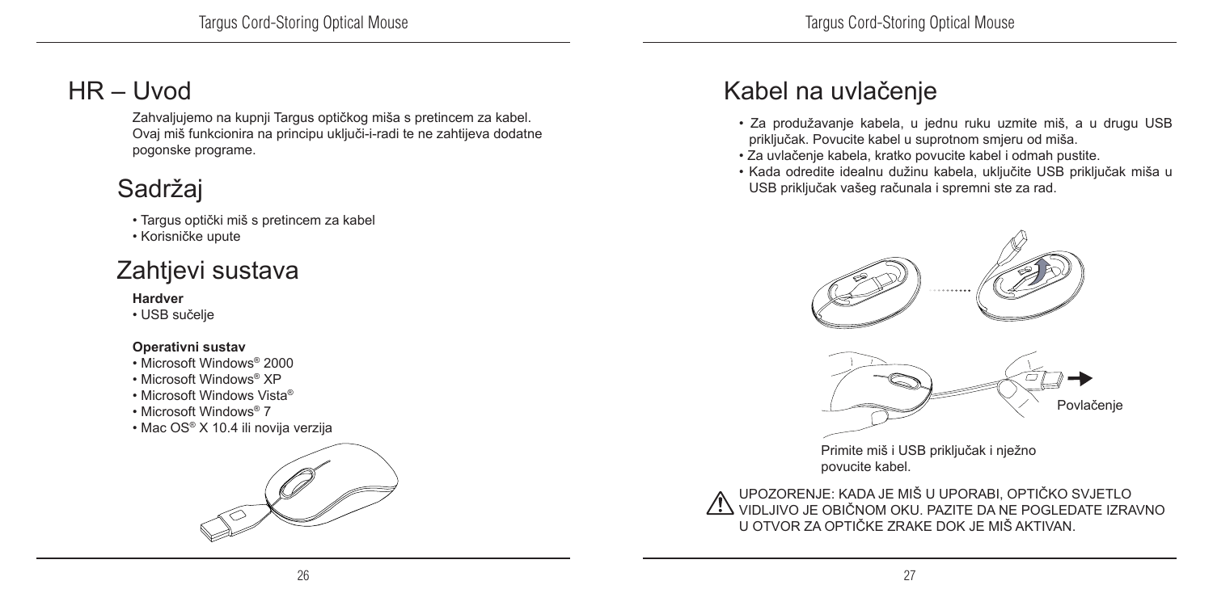# HR – Uvod

Zahvaljujemo na kupnji Targus optičkog miša s pretincem za kabel. Ovaj miš funkcionira na principu uključi-i-radi te ne zahtijeva dodatne pogonske programe.

## Sadržaj

- Targus optički miš s pretincem za kabel
- Korisničke upute

## Zahtjevi sustava

**Hardver**
- USB sučelje

**Operativni sustav**
- Microsoft Windows® 2000
- Microsoft Windows® XP
- Microsoft Windows Vista®
- Microsoft Windows® 7
- Mac OS® X 10.4 ili novija verzija

## Kabel na uvlačenje

- Za produžavanje kabela, u jednu ruku uzmite miš, a u drugu USB priključak. Povucite kabel u suprotnom smjeru od miša.
- Za uvlačenje kabela, kratko povucite kabel i odmah pustite.
- Kada odredite idealnu dužinu kabela, uključite USB priključak miša u USB priključak vašeg računala i spremni ste za rad.

Povlačenje

Primite miš i USB priključak i nježno povucite kabel.

UPOZORENJE: KADA JE MIŠ U UPORABI, OPTIČKO SVJETLO VIDLJIVO JE OBIČNOM OKU. PAZITE DA NE POGLEDATE IZRAVNO U OTVOR ZA OPTIČKE ZRAKE DOK JE MIŠ AKTIVAN.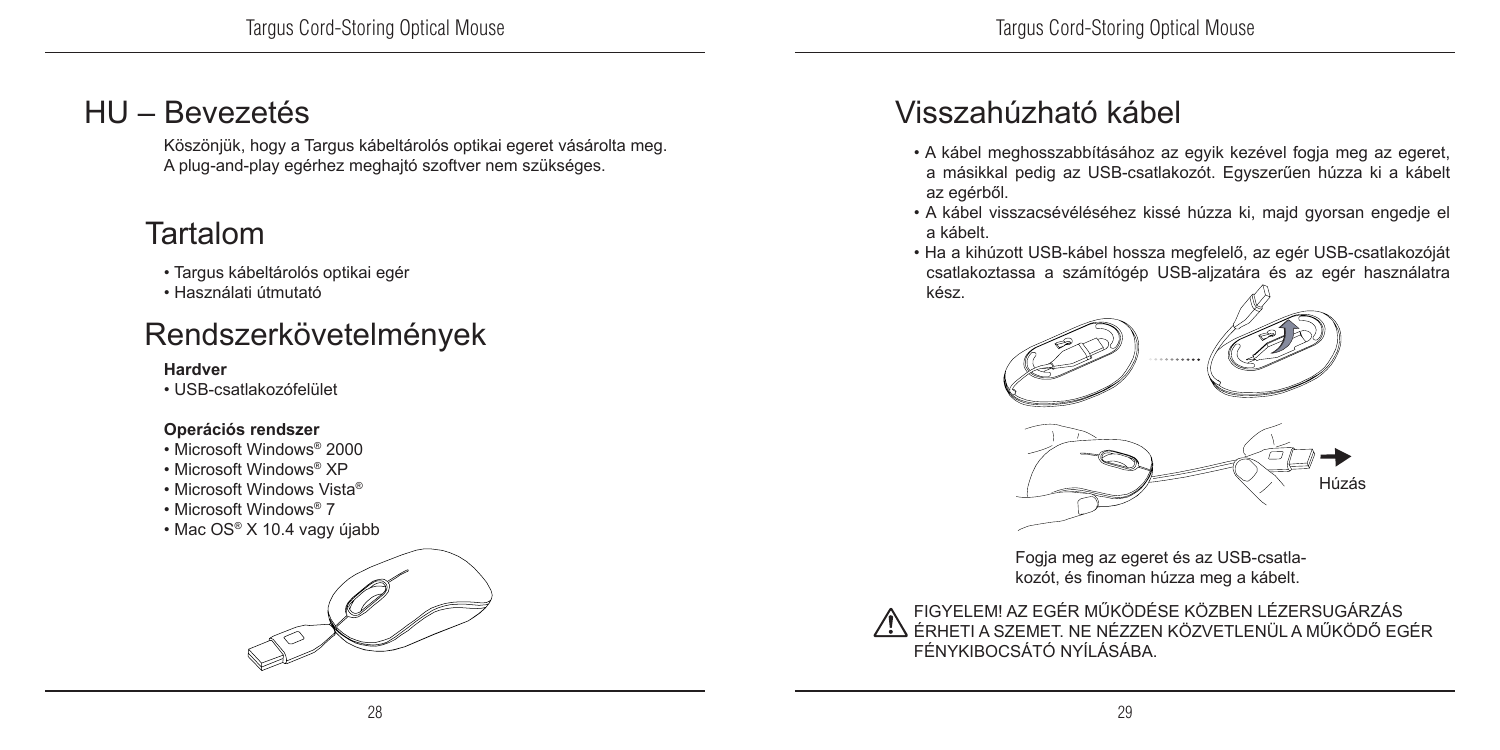# HU – Bevezetés

Köszönjük, hogy a Targus kábeltárolós optikai egeret vásárolta meg. A plug-and-play egérhez meghajtó szoftver nem szükséges.

## Tartalom

- Targus kábeltárolós optikai egér
- Használati útmutató

## Rendszerkövetelmények

**Hardver**

- USB-csatlakozófelület

**Operációs rendszer**

- Microsoft Windows® 2000
- Microsoft Windows® XP
- Microsoft Windows Vista®
- Microsoft Windows® 7
- Mac OS® X 10.4 vagy újabb

## Visszahúzható kábel

- A kábel meghosszabbításához az egyik kezével fogja meg az egeret, a másikkal pedig az USB-csatlakozót. Egyszerűen húzza ki a kábelt az egérből.
- A kábel visszacsévéléséhez kissé húzza ki, majd gyorsan engedje el a kábelt.
- Ha a kihúzott USB-kábel hossza megfelelő, az egér USB-csatlakozóját csatlakoztassa a számítógép USB-aljzatára és az egér használatra kész.

Húzás

Fogja meg az egeret és az USB-csatlakozót, és finoman húzza meg a kábelt.

FIGYELEM! AZ EGÉR MŰKÖDÉSE KÖZBEN LÉZERSUGÁRZÁS ÉRHETI A SZEMET. NE NÉZZEN KÖZVETLENÜL A MŰKÖDŐ EGÉR FÉNYKIBOCSÁTÓ NYÍLÁSÁBA.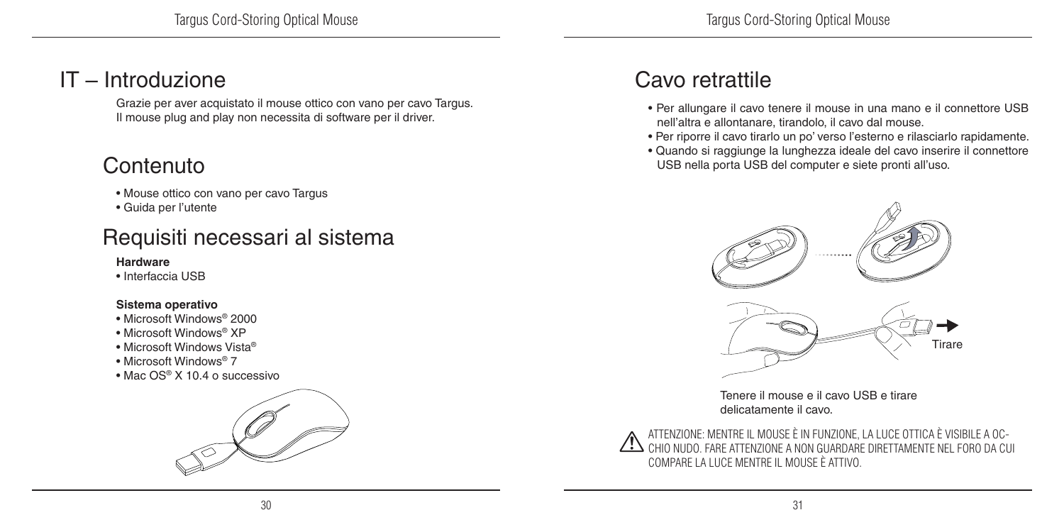# IT – Introduzione

Grazie per aver acquistato il mouse ottico con vano per cavo Targus. Il mouse plug and play non necessita di software per il driver.

## Contenuto

- Mouse ottico con vano per cavo Targus
- Guida per l'utente

## Requisiti necessari al sistema

**Hardware**

- Interfaccia USB

**Sistema operativo**

- Microsoft Windows® 2000
- Microsoft Windows® XP
- Microsoft Windows Vista®
- Microsoft Windows® 7
- Mac OS® X 10.4 o successivo

## Cavo retrattile

- Per allungare il cavo tenere il mouse in una mano e il connettore USB nell'altra e allontanare, tirandolo, il cavo dal mouse.
- Per riporre il cavo tirarlo un po' verso l'esterno e rilasciarlo rapidamente.
- Quando si raggiunge la lunghezza ideale del cavo inserire il connettore USB nella porta USB del computer e siete pronti all'uso.

Tirare

Tenere il mouse e il cavo USB e tirare delicatamente il cavo.

ATTENZIONE: MENTRE IL MOUSE È IN FUNZIONE, LA LUCE OTTICA È VISIBILE A OCCHIO NUDO. FARE ATTENZIONE A NON GUARDARE DIRETTAMENTE NEL FORO DA CUI COMPARE LA LUCE MENTRE IL MOUSE È ATTIVO.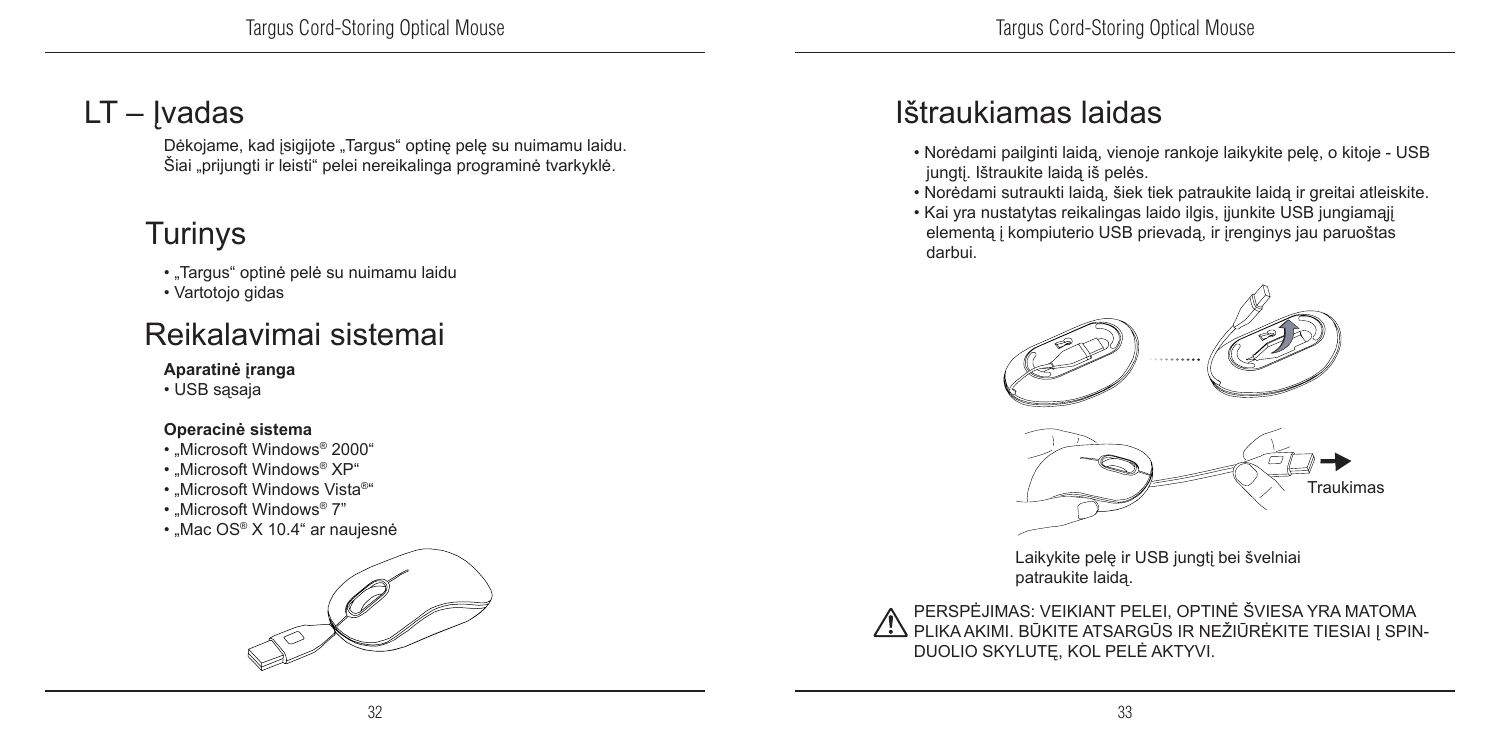# LT – Įvadas

Dėkojame, kad įsigijote „Targus“ optinę pelę su nuimamu laidu. Šiai „prijungti ir leisti“ pelei nereikalinga programinė tvarkyklė.

## Turinys

- „Targus“ optinė pelė su nuimamu laidu
- Vartotojo gidas

## Reikalavimai sistemai

**Aparatinė įranga**
- USB sąsaja

**Operacinė sistema**
- „Microsoft Windows® 2000“
- „Microsoft Windows® XP“
- „Microsoft Windows Vista®“
- „Microsoft Windows® 7”
- „Mac OS® X 10.4“ ar naujesnė

## Ištraukiamas laidas

- Norėdami pailginti laidą, vienoje rankoje laikykite pelę, o kitoje - USB jungtį. Ištraukite laidą iš pelės.
- Norėdami sutraukti laidą, šiek tiek patraukite laidą ir greitai atleiskite.
- Kai yra nustatytas reikalingas laido ilgis, įjunkite USB jungiamąjį elementą į kompiuterio USB prievadą, ir įrenginys jau paruoštas darbui.

Traukimas

Laikykite pelę ir USB jungtį bei švelniai patraukite laidą.

PERSPĖJIMAS: VEIKIANT PELEI, OPTINĖ ŠVIESA YRA MATOMA PLIKA AKIMI. BŪKITE ATSARGŪS IR NEŽIŪRĖKITE TIESIAI Į SPINDUOLIO SKYLUTĘ, KOL PELĖ AKTYVI.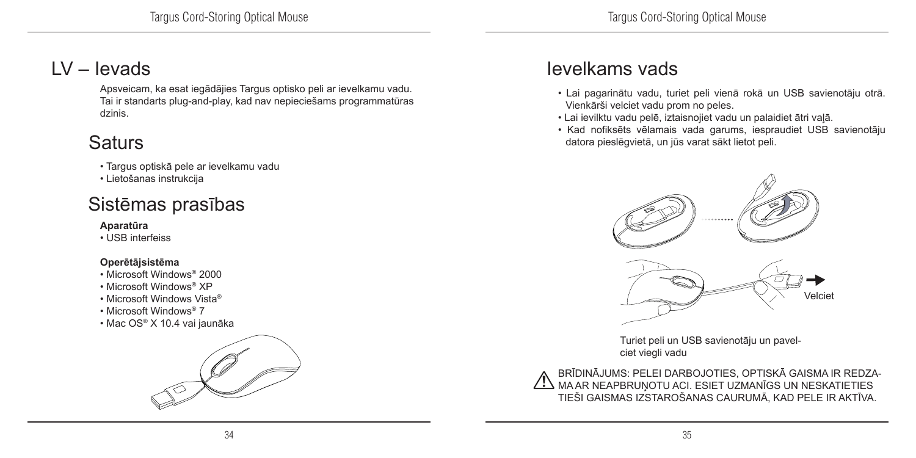# LV – Ievads

Apsveicam, ka esat iegādājies Targus optisko peli ar ievelkamu vadu. Tai ir standarts plug-and-play, kad nav nepieciešams programmatūras dzinis.

## Saturs

- Targus optiskā pele ar ievelkamu vadu
- Lietošanas instrukcija

## Sistēmas prasības

**Aparatūra**

- USB interfeiss

**Operētājsistēma**

- Microsoft Windows® 2000
- Microsoft Windows® XP
- Microsoft Windows Vista®
- Microsoft Windows® 7
- Mac OS® X 10.4 vai jaunāka

## Ievelkams vads

- Lai pagarinātu vadu, turiet peli vienā rokā un USB savienotāju otrā. Vienkārši velciet vadu prom no peles.
- Lai ievilktu vadu pelē, iztaisnojiet vadu un palaidiet ātri vaļā.
- Kad nofiksēts vēlamais vada garums, iespraudiet USB savienotāju datora pieslēgvietā, un jūs varat sākt lietot peli.

Velciet

Turiet peli un USB savienotāju un pavelciet viegli vadu

BRĪDINĀJUMS: PELEI DARBOJOTIES, OPTISKĀ GAISMA IR REDZAMA AR NEAPBRUŅOTU ACI. ESIET UZMANĪGS UN NESKATIETIES TIEŠI GAISMAS IZSTAROŠANAS CAURUMĀ, KAD PELE IR AKTĪVA.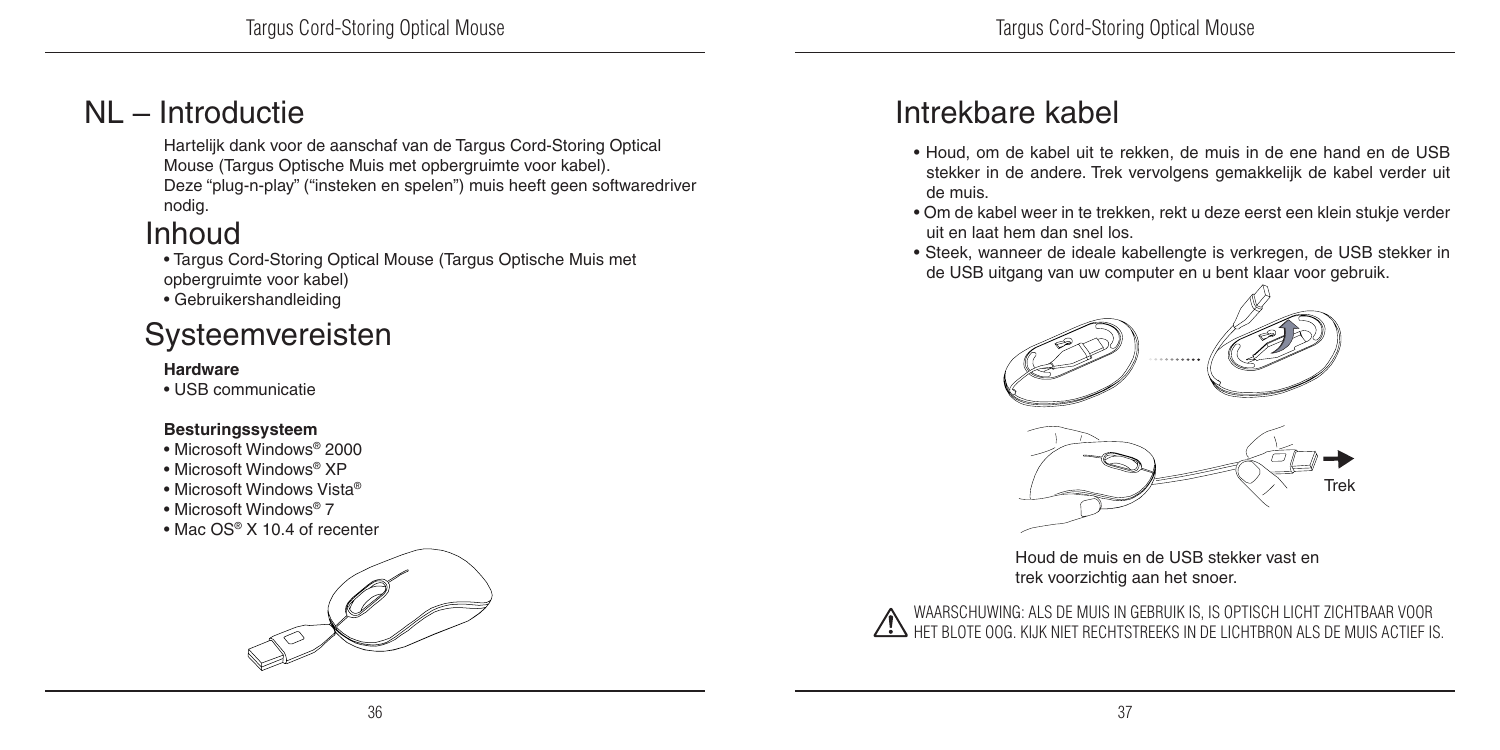# NL – Introductie

Hartelijk dank voor de aanschaf van de Targus Cord-Storing Optical Mouse (Targus Optische Muis met opbergruimte voor kabel). Deze "plug-n-play" ("insteken en spelen") muis heeft geen softwaredriver nodig.

## Inhoud

- Targus Cord-Storing Optical Mouse (Targus Optische Muis met opbergruimte voor kabel)
- Gebruikershandleiding

## Systeemvereisten

**Hardware**

- USB communicatie

**Besturingssysteem**

- Microsoft Windows® 2000
- Microsoft Windows® XP
- Microsoft Windows Vista®
- Microsoft Windows® 7
- Mac OS® X 10.4 of recenter

# Intrekbare kabel

- Houd, om de kabel uit te rekken, de muis in de ene hand en de USB stekker in de andere. Trek vervolgens gemakkelijk de kabel verder uit de muis.
- Om de kabel weer in te trekken, rekt u deze eerst een klein stukje verder uit en laat hem dan snel los.
- Steek, wanneer de ideale kabellengte is verkregen, de USB stekker in de USB uitgang van uw computer en u bent klaar voor gebruik.

Trek

Houd de muis en de USB stekker vast en trek voorzichtig aan het snoer.

WAARSCHUWING: ALS DE MUIS IN GEBRUIK IS, IS OPTISCH LICHT ZICHTBAAR VOOR HET BLOTE OOG. KIJK NIET RECHTSTREEKS IN DE LICHTBRON ALS DE MUIS ACTIEF IS.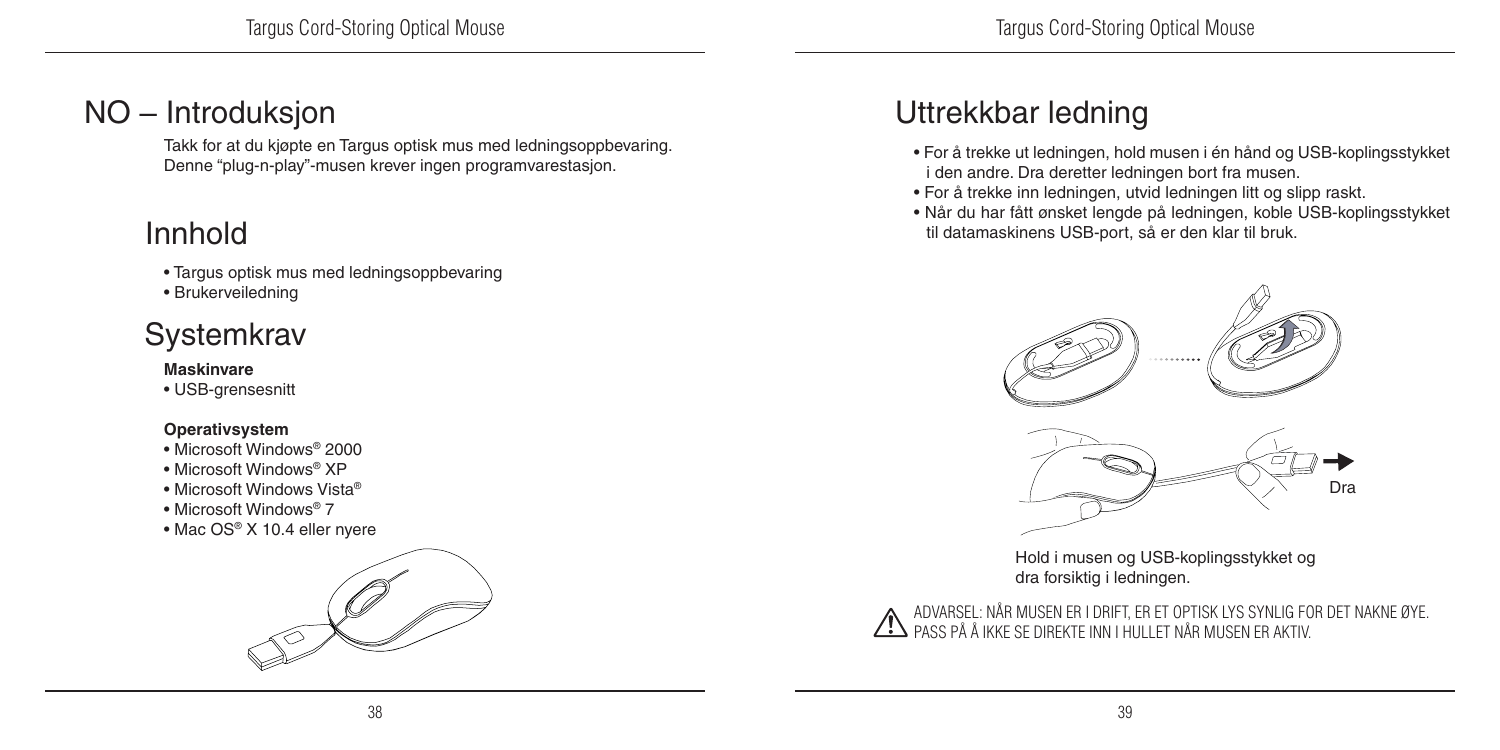# NO – Introduksjon

Takk for at du kjøpte en Targus optisk mus med ledningsoppbevaring. Denne "plug-n-play"-musen krever ingen programvarestasjon.

## Innhold

- Targus optisk mus med ledningsoppbevaring
- Brukerveiledning

## Systemkrav

**Maskinvare**

- USB-grensesnitt

**Operativsystem**

- Microsoft Windows® 2000
- Microsoft Windows® XP
- Microsoft Windows Vista®
- Microsoft Windows® 7
- Mac OS® X 10.4 eller nyere

# Uttrekkbar ledning

- For å trekke ut ledningen, hold musen i én hånd og USB-koplingsstykket i den andre. Dra deretter ledningen bort fra musen.
- For å trekke inn ledningen, utvid ledningen litt og slipp raskt.
- Når du har fått ønsket lengde på ledningen, koble USB-koplingsstykket til datamaskinens USB-port, så er den klar til bruk.

Dra

Hold i musen og USB-koplingsstykket og dra forsiktig i ledningen.

ADVARSEL: NÅR MUSEN ER I DRIFT, ER ET OPTISK LYS SYNLIG FOR DET NAKNE ØYE. PASS PÅ Å IKKE SE DIREKTE INN I HULLET NÅR MUSEN ER AKTIV.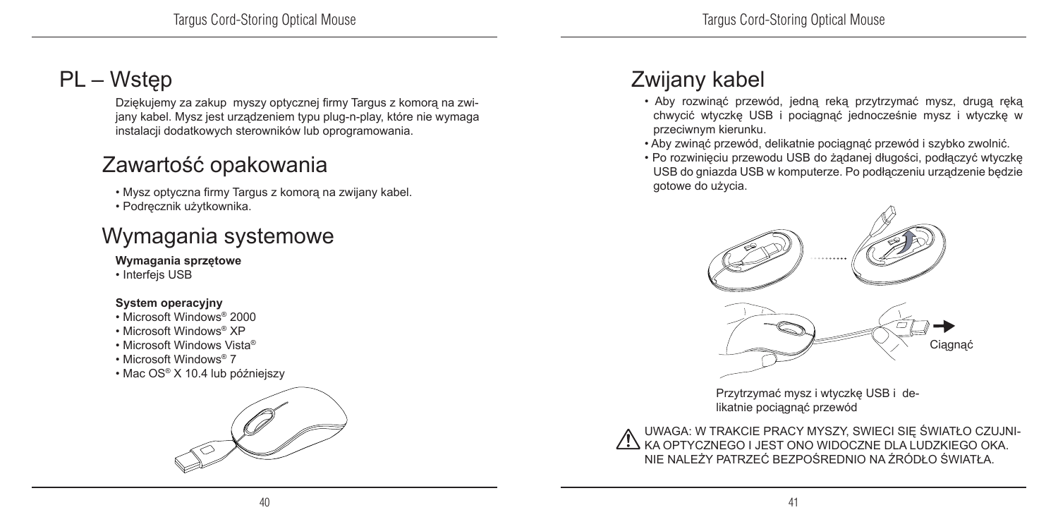# PL – Wstęp

Dziękujemy za zakup myszy optycznej firmy Targus z komorą na zwijany kabel. Mysz jest urządzeniem typu plug-n-play, które nie wymaga instalacji dodatkowych sterowników lub oprogramowania.

## Zawartość opakowania

- Mysz optyczna firmy Targus z komorą na zwijany kabel.
- Podręcznik użytkownika.

## Wymagania systemowe

**Wymagania sprzętowe**

- Interfejs USB

**System operacyjny**

- Microsoft Windows® 2000
- Microsoft Windows® XP
- Microsoft Windows Vista®
- Microsoft Windows® 7
- Mac OS® X 10.4 lub późniejszy

# Zwijany kabel

- Aby rozwinąć przewód, jedną ręką przytrzymać mysz, drugą ręką chwycić wtyczkę USB i pociągnąć jednocześnie mysz i wtyczkę w przeciwnym kierunku.
- Aby zwinąć przewód, delikatnie pociągnąć przewód i szybko zwolnić.
- Po rozwinięciu przewodu USB do żądanej długości, podłączyć wtyczkę USB do gniazda USB w komputerze. Po podłączeniu urządzenie będzie gotowe do użycia.

Ciągnąć

Przytrzymać mysz i wtyczkę USB i delikatnie pociągnąć przewód

UWAGA: W TRAKCIE PRACY MYSZY, SWIECI SIĘ ŚWIATŁO CZUJNIKA OPTYCZNEGO I JEST ONO WIDOCZNE DLA LUDZKIEGO OKA. NIE NALEŻY PATRZEĆ BEZPOŚREDNIO NA ŹRÓDŁO ŚWIATŁA.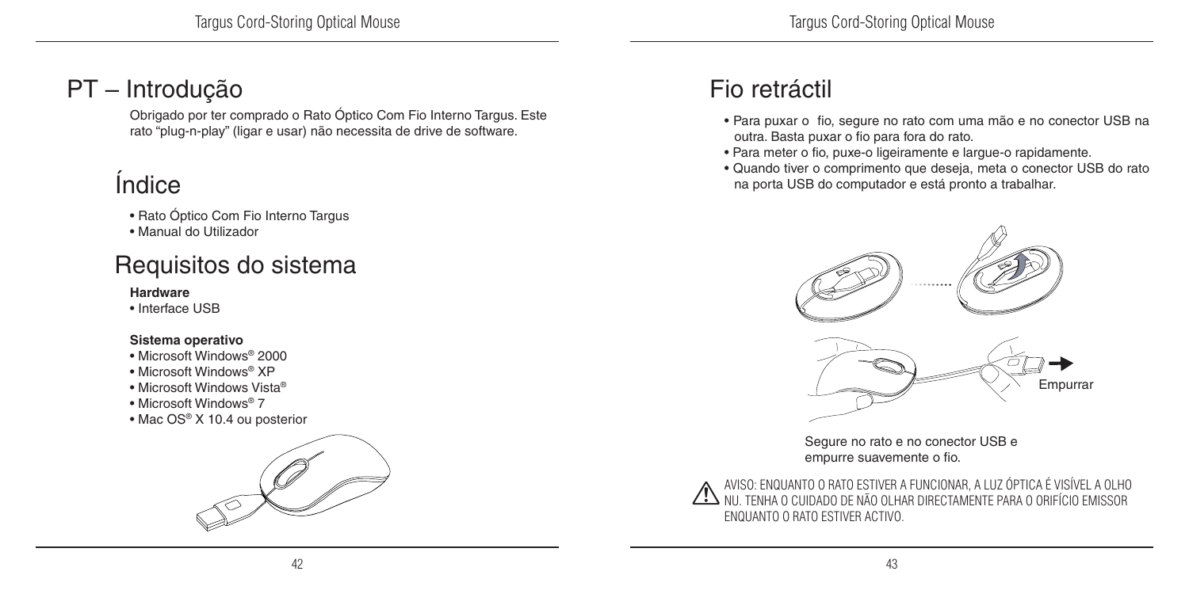# PT – Introdução

Obrigado por ter comprado o Rato Óptico Com Fio Interno Targus. Este rato "plug-n-play" (ligar e usar) não necessita de drive de software.

## Índice

- Rato Óptico Com Fio Interno Targus
- Manual do Utilizador

## Requisitos do sistema

**Hardware**

- Interface USB

**Sistema operativo**

- Microsoft Windows® 2000
- Microsoft Windows® XP
- Microsoft Windows Vista®
- Microsoft Windows® 7
- Mac OS® X 10.4 ou posterior

# Fio retráctil

- Para puxar o fio, segure no rato com uma mão e no conector USB na outra. Basta puxar o fio para fora do rato.
- Para meter o fio, puxe-o ligeiramente e largue-o rapidamente.
- Quando tiver o comprimento que deseja, meta o conector USB do rato na porta USB do computador e está pronto a trabalhar.

Empurrar

Segure no rato e no conector USB e empurre suavemente o fio.

AVISO: ENQUANTO O RATO ESTIVER A FUNCIONAR, A LUZ ÓPTICA É VISÍVEL A OLHO NU. TENHA O CUIDADO DE NÃO OLHAR DIRECTAMENTE PARA O ORIFÍCIO EMISSOR ENQUANTO O RATO ESTIVER ACTIVO.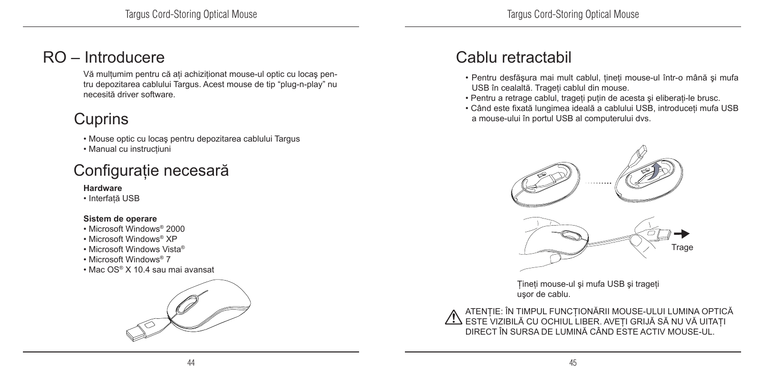# RO – Introducere

Vă mulțumim pentru că ați achiziționat mouse-ul optic cu locaș pentru depozitarea cablului Targus. Acest mouse de tip "plug-n-play" nu necesită driver software.

## Cuprins

- Mouse optic cu locaș pentru depozitarea cablului Targus
- Manual cu instrucțiuni

## Configurație necesară

**Hardware**

- Interfață USB

**Sistem de operare**

- Microsoft Windows® 2000
- Microsoft Windows® XP
- Microsoft Windows Vista®
- Microsoft Windows® 7
- Mac OS® X 10.4 sau mai avansat

## Cablu retractabil

- Pentru desfășura mai mult cablul, țineți mouse-ul într-o mână și mufa USB în cealaltă. Trageți cablul din mouse.
- Pentru a retrage cablul, trageți puțin de acesta și eliberați-le brusc.
- Când este fixată lungimea ideală a cablului USB, introduceți mufa USB a mouse-ului în portul USB al computerului dvs.

Trage

Țineți mouse-ul și mufa USB și trageți ușor de cablu.

ATENȚIE: ÎN TIMPUL FUNCȚIONĂRII MOUSE-ULUI LUMINA OPTICĂ ESTE VIZIBILĂ CU OCHIUL LIBER. AVEȚI GRIJĂ SĂ NU VĂ UITAȚI DIRECT ÎN SURSA DE LUMINĂ CÂND ESTE ACTIV MOUSE-UL.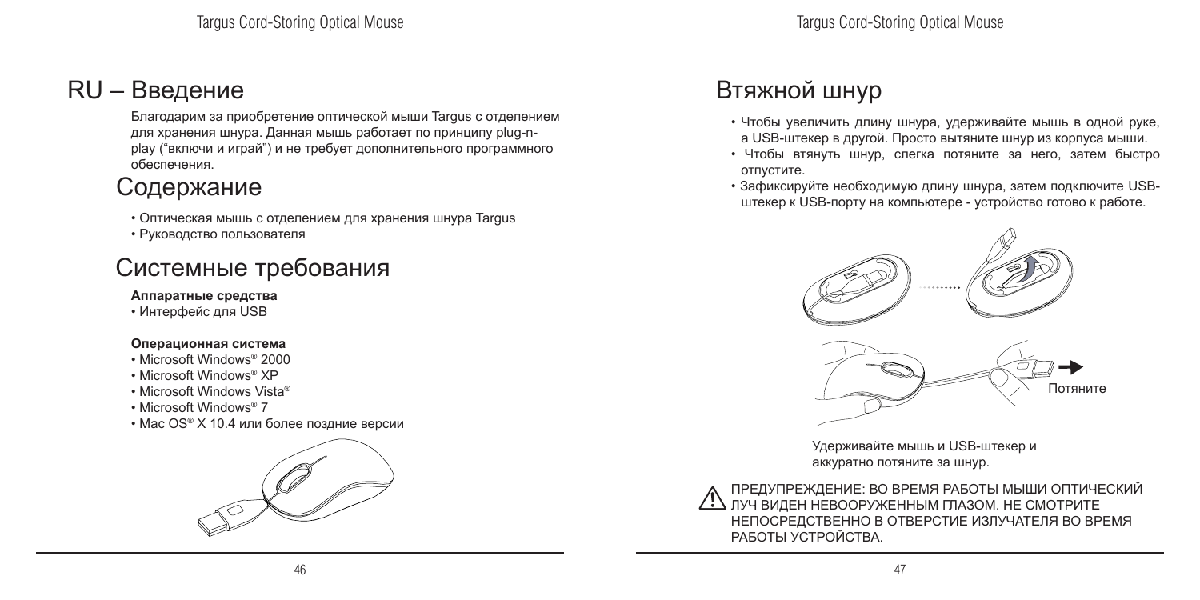# RU – Введение

Благодарим за приобретение оптической мыши Targus с отделением для хранения шнура. Данная мышь работает по принципу plug-n-play ("включи и играй") и не требует дополнительного программного обеспечения.

## Содержание

- Оптическая мышь с отделением для хранения шнура Targus
- Руководство пользователя

## Системные требования

**Аппаратные средства**

- Интерфейс для USB

**Операционная система**

- Microsoft Windows® 2000
- Microsoft Windows® XP
- Microsoft Windows Vista®
- Microsoft Windows® 7
- Mac OS® X 10.4 или более поздние версии

## Втяжной шнур

- Чтобы увеличить длину шнура, удерживайте мышь в одной руке, а USB-штекер в другой. Просто вытяните шнур из корпуса мыши.
- Чтобы втянуть шнур, слегка потяните за него, затем быстро отпустите.
- Зафиксируйте необходимую длину шнура, затем подключите USB-штекер к USB-порту на компьютере - устройство готово к работе.

Потяните

Удерживайте мышь и USB-штекер и аккуратно потяните за шнур.

ПРЕДУПРЕЖДЕНИЕ: ВО ВРЕМЯ РАБОТЫ МЫШИ ОПТИЧЕСКИЙ ЛУЧ ВИДЕН НЕВООРУЖЕННЫМ ГЛАЗОМ. НЕ СМОТРИТЕ НЕПОСРЕДСТВЕННО В ОТВЕРСТИЕ ИЗЛУЧАТЕЛЯ ВО ВРЕМЯ РАБОТЫ УСТРОЙСТВА.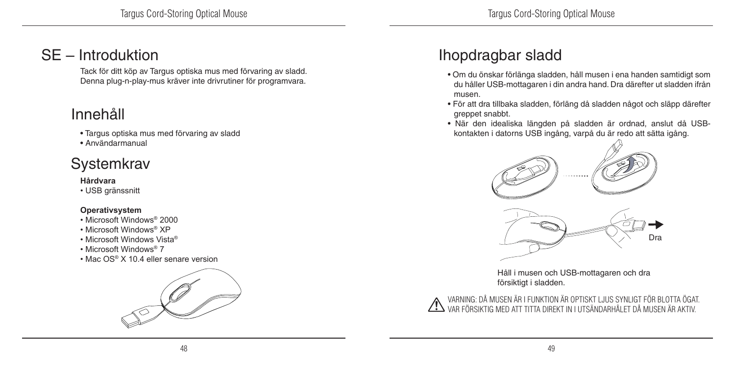# SE – Introduktion

Tack för ditt köp av Targus optiska mus med förvaring av sladd. Denna plug-n-play-mus kräver inte drivrutiner för programvara.

## Innehåll

- Targus optiska mus med förvaring av sladd
- Användarmanual

## Systemkrav

**Hårdvara**

- USB gränssnitt

**Operativsystem**

- Microsoft Windows® 2000
- Microsoft Windows® XP
- Microsoft Windows Vista®
- Microsoft Windows® 7
- Mac OS® X 10.4 eller senare version

# Ihopdragbar sladd

- Om du önskar förlänga sladden, håll musen i ena handen samtidigt som du håller USB-mottagaren i din andra hand. Dra därefter ut sladden ifrån musen.
- För att dra tillbaka sladden, förläng då sladden något och släpp därefter greppet snabbt.
- När den idealiska längden på sladden är ordnad, anslut då USB-kontakten i datorns USB ingång, varpå du är redo att sätta igång.

Dra

Håll i musen och USB-mottagaren och dra försiktigt i sladden.

VARNING: DÅ MUSEN ÄR I FUNKTION ÄR OPTISKT LJUS SYNLIGT FÖR BLOTTA ÖGAT. VAR FÖRSIKTIG MED ATT TITTA DIREKT IN I UTSÄNDARHÅLET DÅ MUSEN ÄR AKTIV.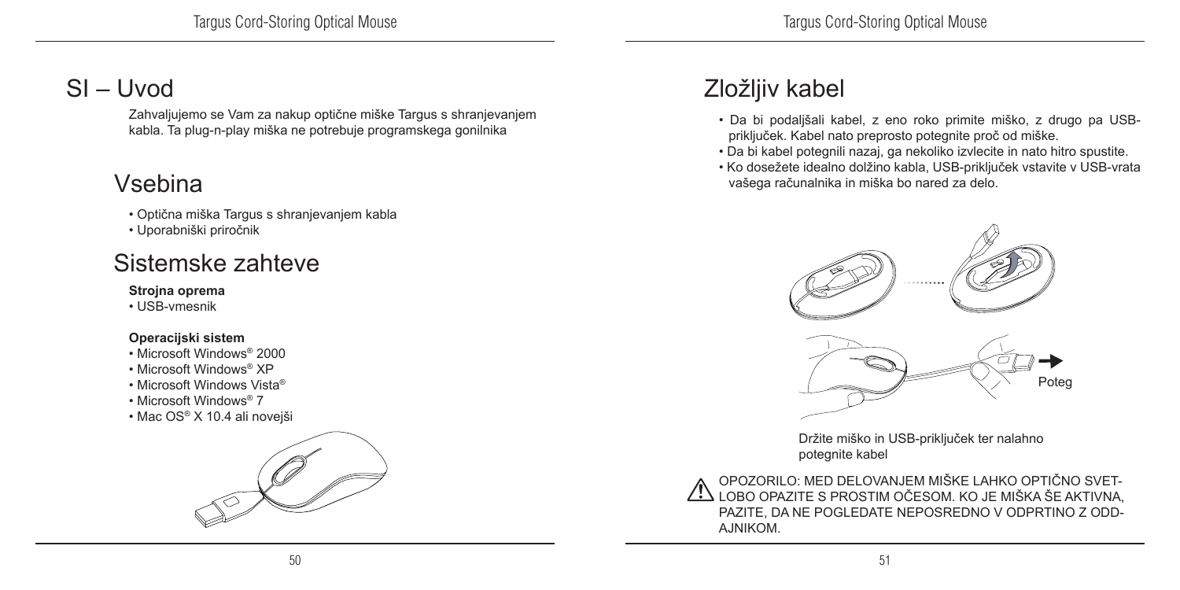# SI – Uvod

Zahvaljujemo se Vam za nakup optične miške Targus s shranjevanjem kabla. Ta plug-n-play miška ne potrebuje programskega gonilnika

## Vsebina

- Optična miška Targus s shranjevanjem kabla
- Uporabniški priročnik

## Sistemske zahteve

**Strojna oprema**

- USB-vmesnik

**Operacijski sistem**

- Microsoft Windows® 2000
- Microsoft Windows® XP
- Microsoft Windows Vista®
- Microsoft Windows® 7
- Mac OS® X 10.4 ali novejši

## Zložljiv kabel

- Da bi podaljšali kabel, z eno roko primite miško, z drugo pa USB-priključek. Kabel nato preprosto potegnite proč od miške.
- Da bi kabel potegnili nazaj, ga nekoliko izvlecite in nato hitro spustite.
- Ko dosežete idealno dolžino kabla, USB-priključek vstavite v USB-vrata vašega računalnika in miška bo nared za delo.

Poteg

Držite miško in USB-priključek ter nalahno potegnite kabel

OPOZORILO: MED DELOVANJEM MIŠKE LAHKO OPTIČNO SVETLOBO OPAZITE S PROSTIM OČESOM. KO JE MIŠKA ŠE AKTIVNA, PAZITE, DA NE POGLEDATE NEPOSREDNO V ODPRTINO Z ODDAJNIKOM.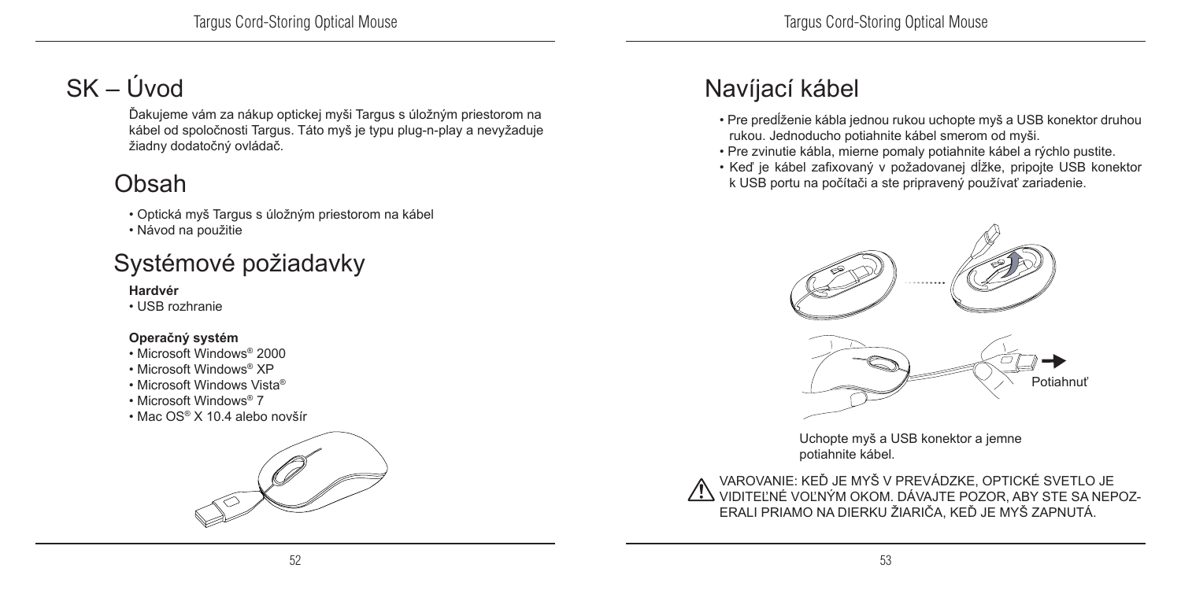# SK – Úvod

Ďakujeme vám za nákup optickej myši Targus s úložným priestorom na kábel od spoločnosti Targus. Táto myš je typu plug-n-play a nevyžaduje žiadny dodatočný ovládač.

## Obsah

- Optická myš Targus s úložným priestorom na kábel
- Návod na použitie

## Systémové požiadavky

**Hardvér**

- USB rozhranie

**Operačný systém**

- Microsoft Windows® 2000
- Microsoft Windows® XP
- Microsoft Windows Vista®
- Microsoft Windows® 7
- Mac OS® X 10.4 alebo novšír

## Navíjací kábel

- Pre predĺženie kábla jednou rukou uchopte myš a USB konektor druhou rukou. Jednoducho potiahnite kábel smerom od myši.
- Pre zvinutie kábla, mierne pomaly potiahnite kábel a rýchlo pustite.
- Keď je kábel zafixovaný v požadovanej dĺžke, pripojte USB konektor k USB portu na počítači a ste pripravený používať zariadenie.

Potiahnuť

Uchopte myš a USB konektor a jemne potiahnite kábel.

⚠ VAROVANIE: KEĎ JE MYŠ V PREVÁDZKE, OPTICKÉ SVETLO JE VIDITEĽNÉ VOĽNÝM OKOM. DÁVAJTE POZOR, ABY STE SA NEPOZERALI PRIAMO NA DIERKU ŽIARIČA, KEĎ JE MYŠ ZAPNUTÁ.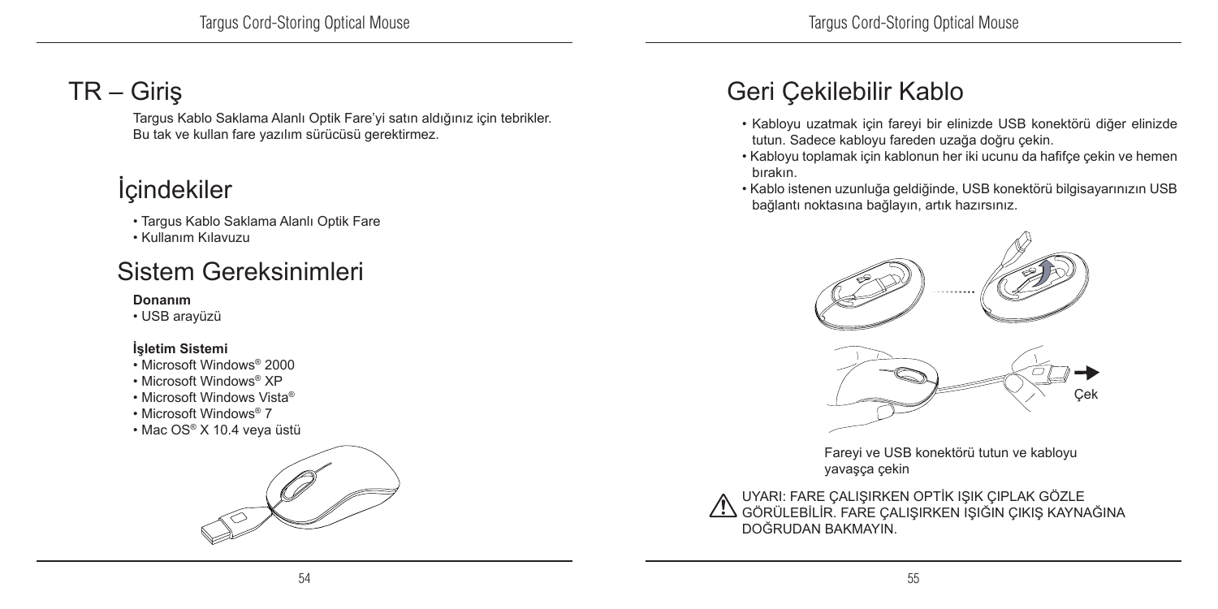# TR – Giriş

Targus Kablo Saklama Alanlı Optik Fare'yi satın aldığınız için tebrikler. Bu tak ve kullan fare yazılım sürücüsü gerektirmez.

## İçindekiler

- Targus Kablo Saklama Alanlı Optik Fare
- Kullanım Kılavuzu

## Sistem Gereksinimleri

**Donanım**
- USB arayüzü

**İşletim Sistemi**
- Microsoft Windows® 2000
- Microsoft Windows® XP
- Microsoft Windows Vista®
- Microsoft Windows® 7
- Mac OS® X 10.4 veya üstü

## Geri Çekilebilir Kablo

- Kabloyu uzatmak için fareyi bir elinizde USB konektörü diğer elinizde tutun. Sadece kabloyu fareden uzağa doğru çekin.
- Kabloyu toplamak için kablonun her iki ucunu da hafifçe çekin ve hemen bırakın.
- Kablo istenen uzunluğa geldiğinde, USB konektörü bilgisayarınızın USB bağlantı noktasına bağlayın, artık hazırsınız.

Çek

Fareyi ve USB konektörü tutun ve kabloyu yavaşça çekin

UYARI: FARE ÇALIŞIRKEN OPTİK IŞIK ÇIPLAK GÖZLE GÖRÜLEBİLİR. FARE ÇALIŞIRKEN IŞIĞIN ÇIKIŞ KAYNAĞINA DOĞRUDAN BAKMAYIN.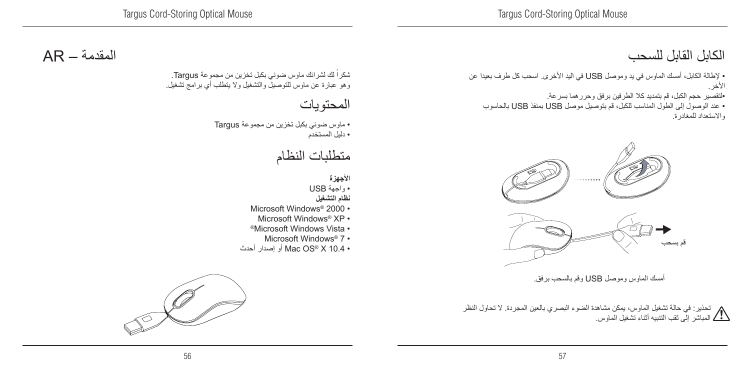# المقدمة – AR

شكراً لك لشرائك ماوس ضوئي بكبل تخزين من مجموعة Targus. وهو عبارة عن ماوس للتوصيل والتشغيل ولا يتطلب أي برامج تشغيل.

## المحتويات

- ماوس ضوئي بكبل تخزين من مجموعة Targus
- دليل المستخدم

## متطلبات النظام

**الأجهزة**

- واجهة USB

**نظام التشغيل**

- Microsoft Windows® 2000
- Microsoft Windows® XP
- Microsoft Windows Vista®
- Microsoft Windows® 7
- Mac OS® X 10.4 أو إصدار أحدث

# الكابل القابل للسحب

- لإطالة الكابل، أمسك الماوس في يد وموصل USB في اليد الأخرى. اسحب كل طرف بعيدا عن الأخر.
- لتقصير حجم الكبل، قم بتمديد كلا الطرفين برفق وحررهما بسرعة.
- عند الوصول إلى الطول المناسب للكبل، قم بتوصيل موصل USB بمنفذ USB بالحاسوب والاستعداد للمغادرة.

قم بسحب

أمسك الماوس وموصل USB وقم بالسحب برفق.

تحذير: في حالة تشغيل الماوس، يمكن مشاهدة الضوء البصري بالعين المجردة. لا تحاول النظر المباشر إلى ثقب التنبيه أثناء تشغيل الماوس.